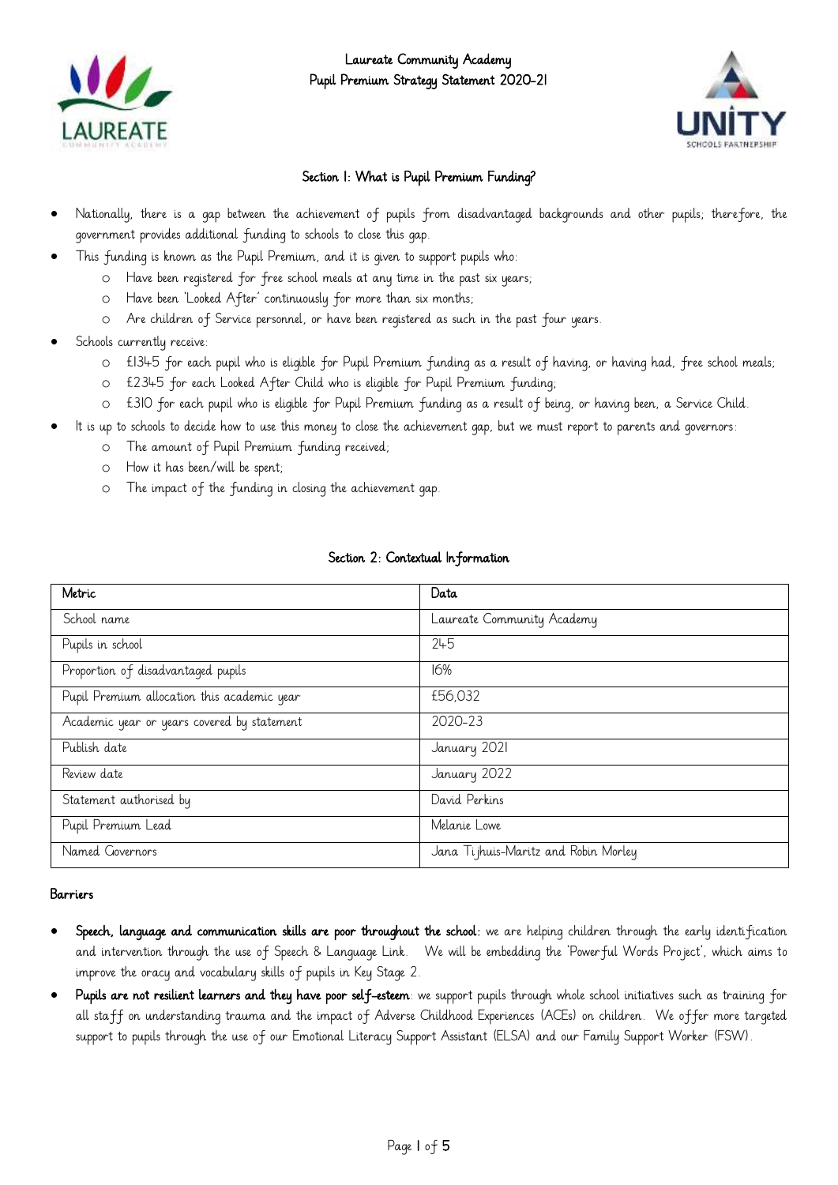# Laureate Community Academy
# Pupil Premium Strategy Statement 2020-21

## Section 1: What is Pupil Premium Funding?

- Nationally, there is a gap between the achievement of pupils from disadvantaged backgrounds and other pupils; therefore, the government provides additional funding to schools to close this gap.
- This funding is known as the Pupil Premium, and it is given to support pupils who:
  - Have been registered for free school meals at any time in the past six years;
  - Have been 'Looked After' continuously for more than six months;
  - Are children of Service personnel, or have been registered as such in the past four years.
- Schools currently receive:
  - £1345 for each pupil who is eligible for Pupil Premium funding as a result of having, or having had, free school meals;
  - £2345 for each Looked After Child who is eligible for Pupil Premium funding;
  - £310 for each pupil who is eligible for Pupil Premium funding as a result of being, or having been, a Service Child.
- It is up to schools to decide how to use this money to close the achievement gap, but we must report to parents and governors:
  - The amount of Pupil Premium funding received;
  - How it has been/will be spent;
  - The impact of the funding in closing the achievement gap.

## Section 2: Contextual Information

| Metric | Data |
|---|---|
| School name | Laureate Community Academy |
| Pupils in school | 245 |
| Proportion of disadvantaged pupils | 16% |
| Pupil Premium allocation this academic year | £56,032 |
| Academic year or years covered by statement | 2020-23 |
| Publish date | January 2021 |
| Review date | January 2022 |
| Statement authorised by | David Perkins |
| Pupil Premium Lead | Melanie Lowe |
| Named Governors | Jana Tijhuis-Maritz and Robin Morley |

**Barriers**

- **Speech, language and communication skills are poor throughout the school:** we are helping children through the early identification and intervention through the use of Speech & Language Link. We will be embedding the 'Powerful Words Project', which aims to improve the oracy and vocabulary skills of pupils in Key Stage 2.
- **Pupils are not resilient learners and they have poor self-esteem**: we support pupils through whole school initiatives such as training for all staff on understanding trauma and the impact of Adverse Childhood Experiences (ACEs) on children. We offer more targeted support to pupils through the use of our Emotional Literacy Support Assistant (ELSA) and our Family Support Worker (FSW).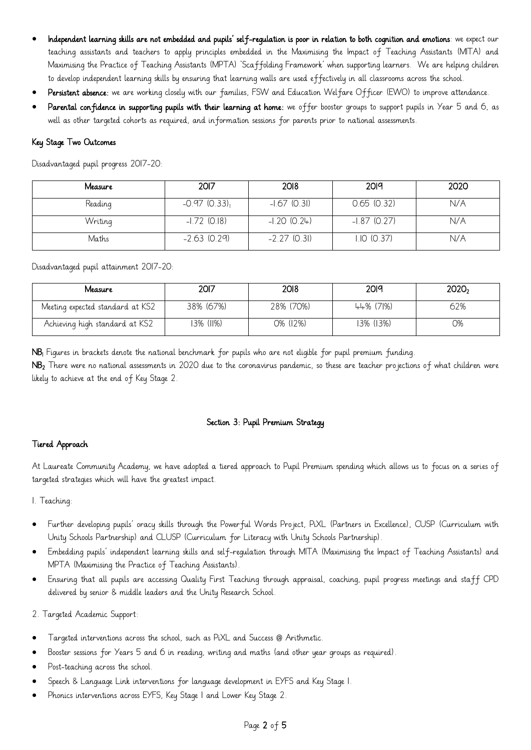- **Independent learning skills are not embedded and pupils' self-regulation is poor in relation to both cognition and emotions**: we expect our teaching assistants and teachers to apply principles embedded in the Maximising the Impact of Teaching Assistants (MITA) and Maximising the Practice of Teaching Assistants (MPTA) 'Scaffolding Framework' when supporting learners. We are helping children to develop independent learning skills by ensuring that learning walls are used effectively in all classrooms across the school.
- **Persistent absence:** we are working closely with our families, FSW and Education Welfare Officer (EWO) to improve attendance.
- **Parental confidence in supporting pupils with their learning at home:** we offer booster groups to support pupils in Year 5 and 6, as well as other targeted cohorts as required, and information sessions for parents prior to national assessments.

### Key Stage Two Outcomes

Disadvantaged pupil progress 2017-20:

| Measure | 2017 | 2018 | 2019 | 2020 |
|---|---|---|---|---|
| Reading | -0.97 (0.33)[1] | -1.67 (0.31) | 0.65 (0.32) | N/A |
| Writing | -1.72 (0.18) | -1.20 (0.24) | -1.87 (0.27) | N/A |
| Maths | -2.63 (0.29) | -2.27 (0.31) | 1.10 (0.37) | N/A |

Disadvantaged pupil attainment 2017-20:

| Measure | 2017 | 2018 | 2019 | 2020[2] |
|---|---|---|---|---|
| Meeting expected standard at KS2 | 38% (67%) | 28% (70%) | 44% (71%) | 62% |
| Achieving high standard at KS2 | 13% (11%) | 0% (12%) | 13% (13%) | 0% |

**NB[1]** Figures in brackets denote the national benchmark for pupils who are not eligible for pupil premium funding.
**NB[2]** There were no national assessments in 2020 due to the coronavirus pandemic, so these are teacher projections of what children were likely to achieve at the end of Key Stage 2.

## Section 3: Pupil Premium Strategy

### Tiered Approach

At Laureate Community Academy, we have adopted a tiered approach to Pupil Premium spending which allows us to focus on a series of targeted strategies which will have the greatest impact.

1. Teaching:

- Further developing pupils' oracy skills through the Powerful Words Project, PiXL (Partners in Excellence), CUSP (Curriculum with Unity Schools Partnership) and CLUSP (Curriculum for Literacy with Unity Schools Partnership).
- Embedding pupils' independent learning skills and self-regulation through MITA (Maximising the Impact of Teaching Assistants) and MPTA (Maximising the Practice of Teaching Assistants).
- Ensuring that all pupils are accessing Quality First Teaching through appraisal, coaching, pupil progress meetings and staff CPD delivered by senior & middle leaders and the Unity Research School.

2. Targeted Academic Support:

- Targeted interventions across the school, such as PiXL and Success @ Arithmetic.
- Booster sessions for Years 5 and 6 in reading, writing and maths (and other year groups as required).
- Post-teaching across the school.
- Speech & Language Link interventions for language development in EYFS and Key Stage 1.
- Phonics interventions across EYFS, Key Stage 1 and Lower Key Stage 2.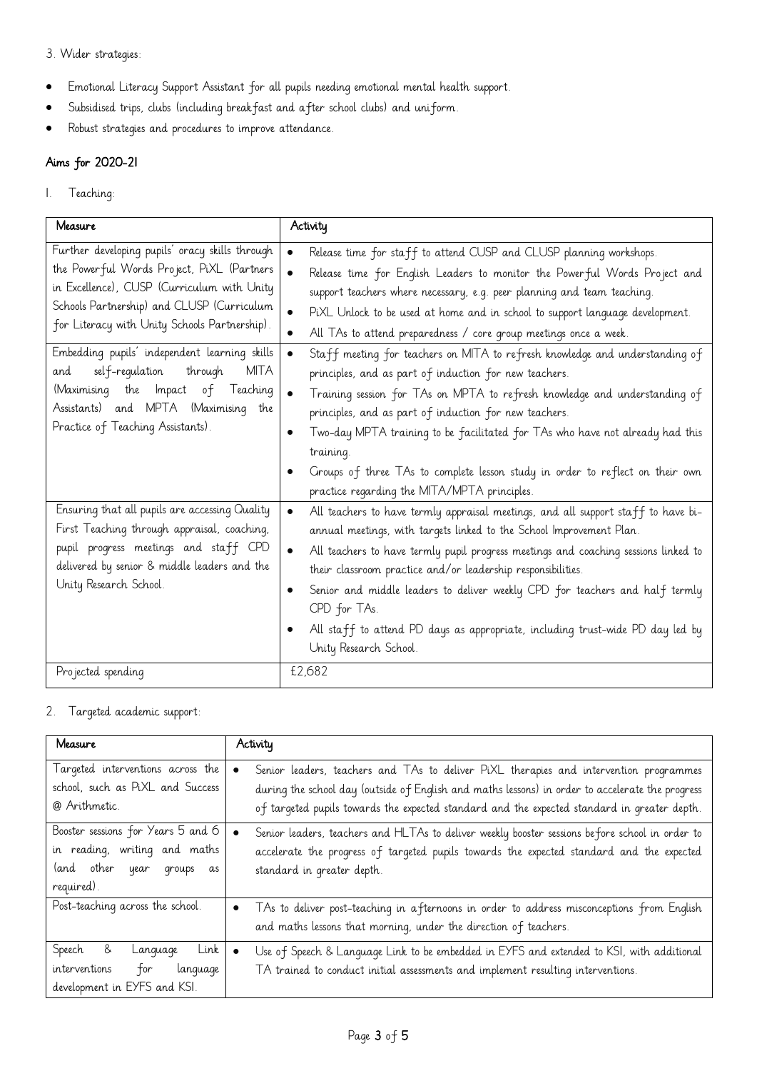3. Wider strategies:

- Emotional Literacy Support Assistant for all pupils needing emotional mental health support.
- Subsidised trips, clubs (including breakfast and after school clubs) and uniform.
- Robust strategies and procedures to improve attendance.

## Aims for 2020-21

1. Teaching:

| Measure | Activity |
|---|---|
| Further developing pupils' oracy skills through the Powerful Words Project, PiXL (Partners in Excellence), CUSP (Curriculum with Unity Schools Partnership) and CLUSP (Curriculum for Literacy with Unity Schools Partnership). | • Release time for staff to attend CUSP and CLUSP planning workshops.<br>• Release time for English Leaders to monitor the Powerful Words Project and support teachers where necessary, e.g. peer planning and team teaching.<br>• PiXL Unlock to be used at home and in school to support language development.<br>• All TAs to attend preparedness / core group meetings once a week. |
| Embedding pupils' independent learning skills and self-regulation through MITA (Maximising the Impact of Teaching Assistants) and MPTA (Maximising the Practice of Teaching Assistants). | • Staff meeting for teachers on MITA to refresh knowledge and understanding of principles, and as part of induction for new teachers.<br>• Training session for TAs on MPTA to refresh knowledge and understanding of principles, and as part of induction for new teachers.<br>• Two-day MPTA training to be facilitated for TAs who have not already had this training.<br>• Groups of three TAs to complete lesson study in order to reflect on their own practice regarding the MITA/MPTA principles. |
| Ensuring that all pupils are accessing Quality First Teaching through appraisal, coaching, pupil progress meetings and staff CPD delivered by senior & middle leaders and the Unity Research School. | • All teachers to have termly appraisal meetings, and all support staff to have bi-annual meetings, with targets linked to the School Improvement Plan.<br>• All teachers to have termly pupil progress meetings and coaching sessions linked to their classroom practice and/or leadership responsibilities.<br>• Senior and middle leaders to deliver weekly CPD for teachers and half termly CPD for TAs.<br>• All staff to attend PD days as appropriate, including trust-wide PD day led by Unity Research School. |
| Projected spending | £2,682 |

2. Targeted academic support:

| Measure | Activity |
|---|---|
| Targeted interventions across the school, such as PiXL and Success @ Arithmetic. | • Senior leaders, teachers and TAs to deliver PiXL therapies and intervention programmes during the school day (outside of English and maths lessons) in order to accelerate the progress of targeted pupils towards the expected standard and the expected standard in greater depth. |
| Booster sessions for Years 5 and 6 in reading, writing and maths (and other year groups as required). | • Senior leaders, teachers and HLTAs to deliver weekly booster sessions before school in order to accelerate the progress of targeted pupils towards the expected standard and the expected standard in greater depth. |
| Post-teaching across the school. | • TAs to deliver post-teaching in afternoons in order to address misconceptions from English and maths lessons that morning, under the direction of teachers. |
| Speech & Language Link interventions for language development in EYFS and KS1. | • Use of Speech & Language Link to be embedded in EYFS and extended to KS1, with additional TA trained to conduct initial assessments and implement resulting interventions. |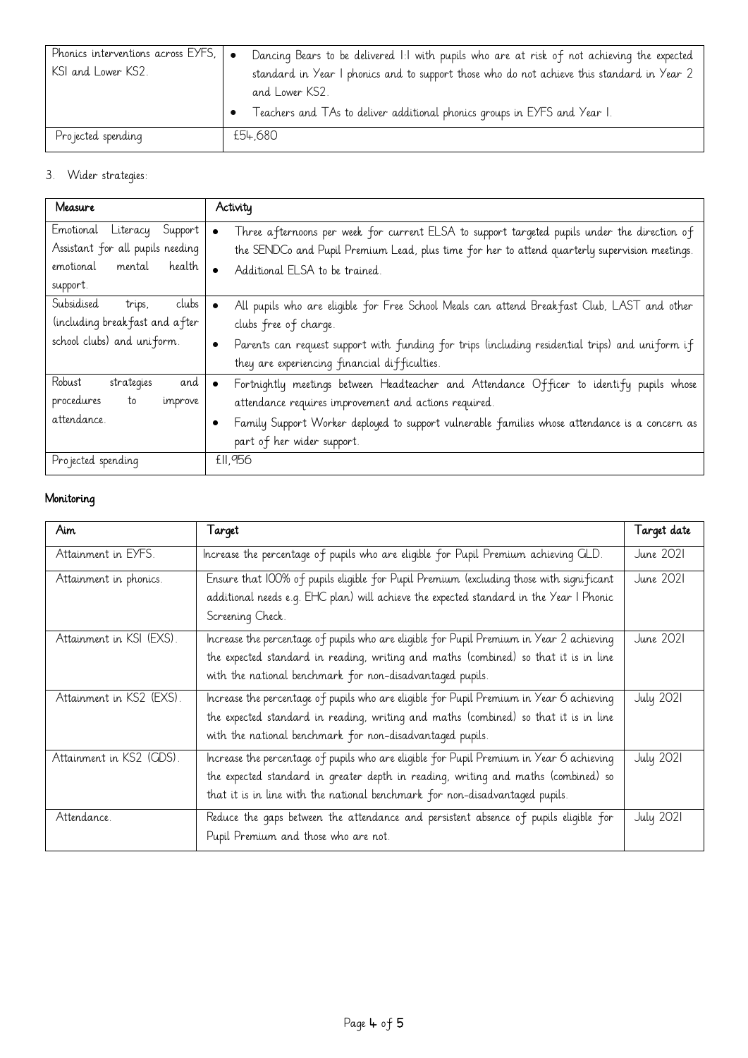| Phonics interventions across EYFS, KS1 and Lower KS2. | • Dancing Bears to be delivered 1:1 with pupils who are at risk of not achieving the expected standard in Year 1 phonics and to support those who do not achieve this standard in Year 2 and Lower KS2.<br>• Teachers and TAs to deliver additional phonics groups in EYFS and Year 1. |
|---|---|
| Projected spending | £54,680 |

3. Wider strategies:

| Measure | Activity |
|---|---|
| Emotional Literacy Support Assistant for all pupils needing emotional mental health support. | • Three afternoons per week for current ELSA to support targeted pupils under the direction of the SENDCo and Pupil Premium Lead, plus time for her to attend quarterly supervision meetings.<br>• Additional ELSA to be trained. |
| Subsidised trips, clubs (including breakfast and after school clubs) and uniform. | • All pupils who are eligible for Free School Meals can attend Breakfast Club, LAST and other clubs free of charge.<br>• Parents can request support with funding for trips (including residential trips) and uniform if they are experiencing financial difficulties. |
| Robust strategies and procedures to improve attendance. | • Fortnightly meetings between Headteacher and Attendance Officer to identify pupils whose attendance requires improvement and actions required.<br>• Family Support Worker deployed to support vulnerable families whose attendance is a concern as part of her wider support. |
| Projected spending | £11,956 |

## Monitoring

| Aim | Target | Target date |
|---|---|---|
| Attainment in EYFS. | Increase the percentage of pupils who are eligible for Pupil Premium achieving GLD. | June 2021 |
| Attainment in phonics. | Ensure that 100% of pupils eligible for Pupil Premium (excluding those with significant additional needs e.g. EHC plan) will achieve the expected standard in the Year 1 Phonic Screening Check. | June 2021 |
| Attainment in KS1 (EXS). | Increase the percentage of pupils who are eligible for Pupil Premium in Year 2 achieving the expected standard in reading, writing and maths (combined) so that it is in line with the national benchmark for non-disadvantaged pupils. | June 2021 |
| Attainment in KS2 (EXS). | Increase the percentage of pupils who are eligible for Pupil Premium in Year 6 achieving the expected standard in reading, writing and maths (combined) so that it is in line with the national benchmark for non-disadvantaged pupils. | July 2021 |
| Attainment in KS2 (GDS). | Increase the percentage of pupils who are eligible for Pupil Premium in Year 6 achieving the expected standard in greater depth in reading, writing and maths (combined) so that it is in line with the national benchmark for non-disadvantaged pupils. | July 2021 |
| Attendance. | Reduce the gaps between the attendance and persistent absence of pupils eligible for Pupil Premium and those who are not. | July 2021 |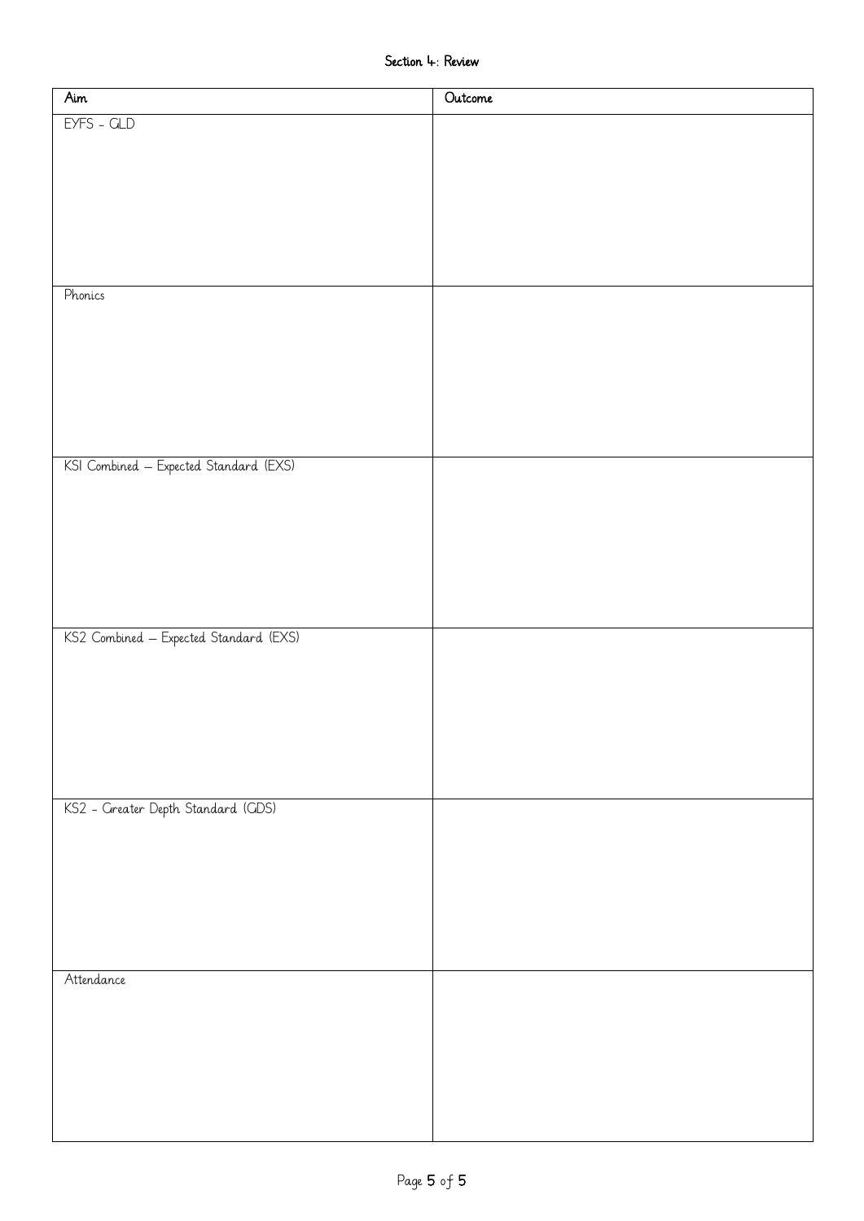## Section 4: Review

| Aim | Outcome |
| --- | --- |
| EYFS - GLD | |
| Phonics | |
| KS1 Combined – Expected Standard (EXS) | |
| KS2 Combined – Expected Standard (EXS) | |
| KS2 - Greater Depth Standard (GDS) | |
| Attendance | |